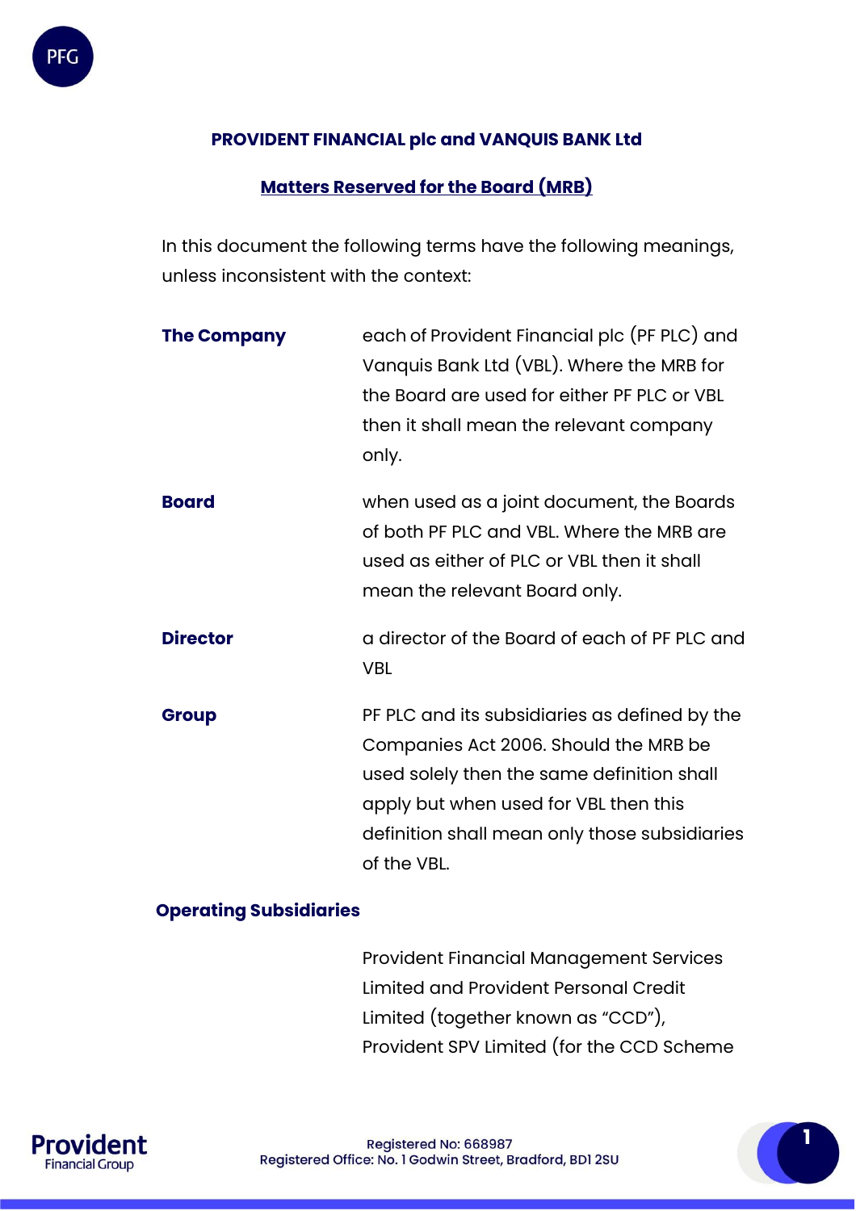**PROVIDENT FINANCIAL plc and VANQUIS BANK Ltd**

**Matters Reserved for the Board (MRB)**

In this document the following terms have the following meanings, unless inconsistent with the context:

| | |
|---|---|
| **The Company** | each of Provident Financial plc (PF PLC) and Vanquis Bank Ltd (VBL). Where the MRB for the Board are used for either PF PLC or VBL then it shall mean the relevant company only. |
| **Board** | when used as a joint document, the Boards of both PF PLC and VBL. Where the MRB are used as either of PLC or VBL then it shall mean the relevant Board only. |
| **Director** | a director of the Board of each of PF PLC and VBL |
| **Group** | PF PLC and its subsidiaries as defined by the Companies Act 2006. Should the MRB be used solely then the same definition shall apply but when used for VBL then this definition shall mean only those subsidiaries of the VBL. |
| **Operating Subsidiaries** | Provident Financial Management Services Limited and Provident Personal Credit Limited (together known as "CCD"), Provident SPV Limited (for the CCD Scheme |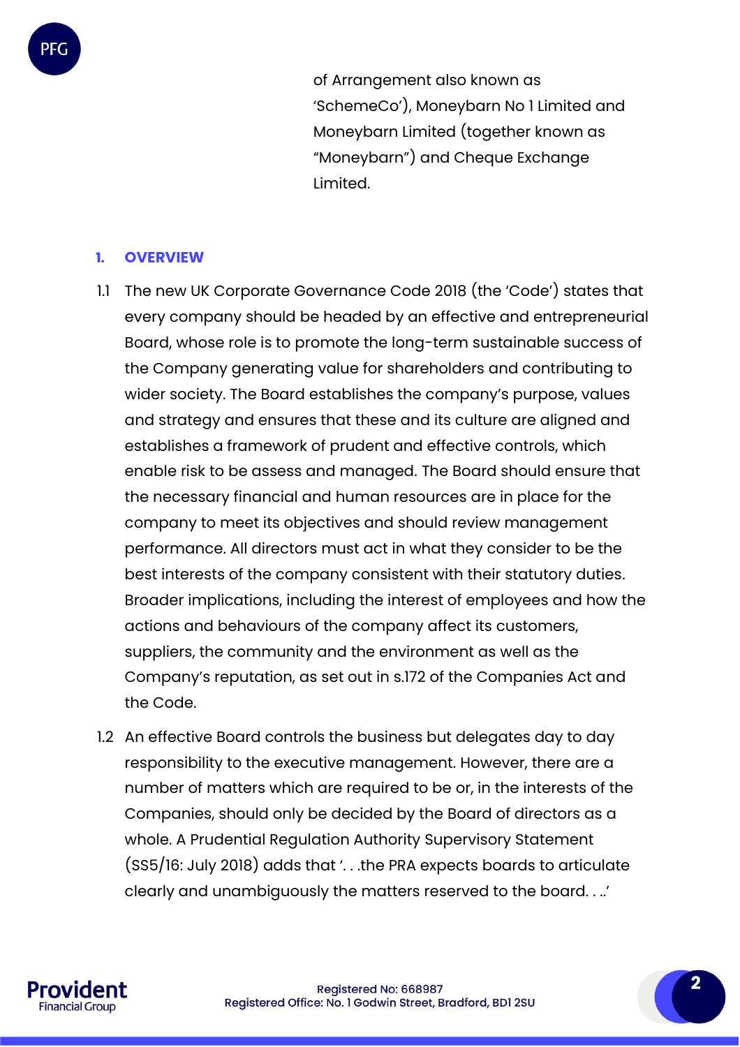of Arrangement also known as 'SchemeCo'), Moneybarn No 1 Limited and Moneybarn Limited (together known as "Moneybarn") and Cheque Exchange Limited.

## 1. OVERVIEW

1.1 The new UK Corporate Governance Code 2018 (the 'Code') states that every company should be headed by an effective and entrepreneurial Board, whose role is to promote the long-term sustainable success of the Company generating value for shareholders and contributing to wider society. The Board establishes the company's purpose, values and strategy and ensures that these and its culture are aligned and establishes a framework of prudent and effective controls, which enable risk to be assess and managed. The Board should ensure that the necessary financial and human resources are in place for the company to meet its objectives and should review management performance. All directors must act in what they consider to be the best interests of the company consistent with their statutory duties. Broader implications, including the interest of employees and how the actions and behaviours of the company affect its customers, suppliers, the community and the environment as well as the Company's reputation, as set out in s.172 of the Companies Act and the Code.

1.2 An effective Board controls the business but delegates day to day responsibility to the executive management. However, there are a number of matters which are required to be or, in the interests of the Companies, should only be decided by the Board of directors as a whole. A Prudential Regulation Authority Supervisory Statement (SS5/16: July 2018) adds that '. . .the PRA expects boards to articulate clearly and unambiguously the matters reserved to the board. . ..'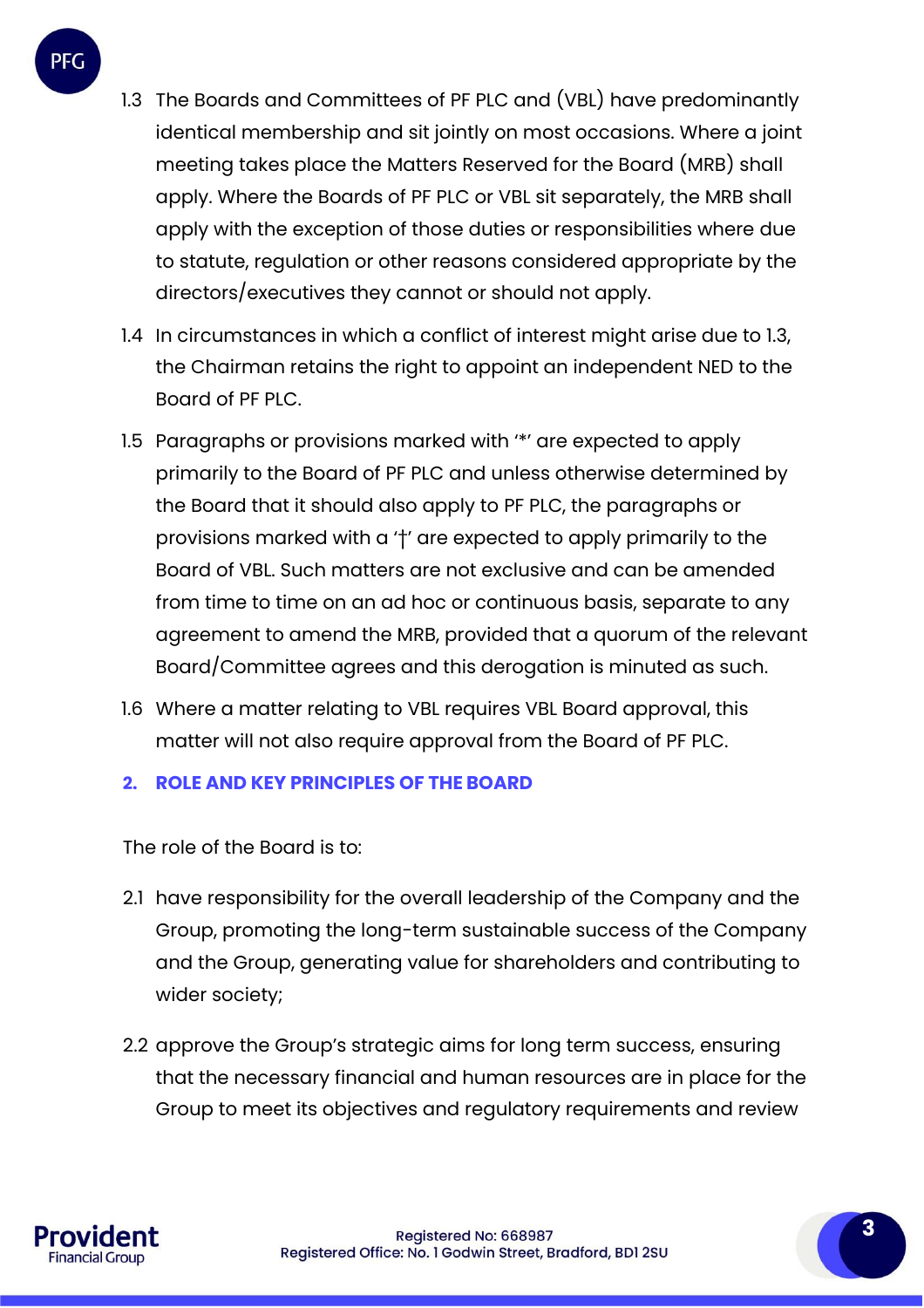1.3 The Boards and Committees of PF PLC and (VBL) have predominantly identical membership and sit jointly on most occasions. Where a joint meeting takes place the Matters Reserved for the Board (MRB) shall apply. Where the Boards of PF PLC or VBL sit separately, the MRB shall apply with the exception of those duties or responsibilities where due to statute, regulation or other reasons considered appropriate by the directors/executives they cannot or should not apply.

1.4 In circumstances in which a conflict of interest might arise due to 1.3, the Chairman retains the right to appoint an independent NED to the Board of PF PLC.

1.5 Paragraphs or provisions marked with '*' are expected to apply primarily to the Board of PF PLC and unless otherwise determined by the Board that it should also apply to PF PLC, the paragraphs or provisions marked with a '†' are expected to apply primarily to the Board of VBL. Such matters are not exclusive and can be amended from time to time on an ad hoc or continuous basis, separate to any agreement to amend the MRB, provided that a quorum of the relevant Board/Committee agrees and this derogation is minuted as such.

1.6 Where a matter relating to VBL requires VBL Board approval, this matter will not also require approval from the Board of PF PLC.

## 2. ROLE AND KEY PRINCIPLES OF THE BOARD

The role of the Board is to:

2.1 have responsibility for the overall leadership of the Company and the Group, promoting the long-term sustainable success of the Company and the Group, generating value for shareholders and contributing to wider society;

2.2 approve the Group's strategic aims for long term success, ensuring that the necessary financial and human resources are in place for the Group to meet its objectives and regulatory requirements and review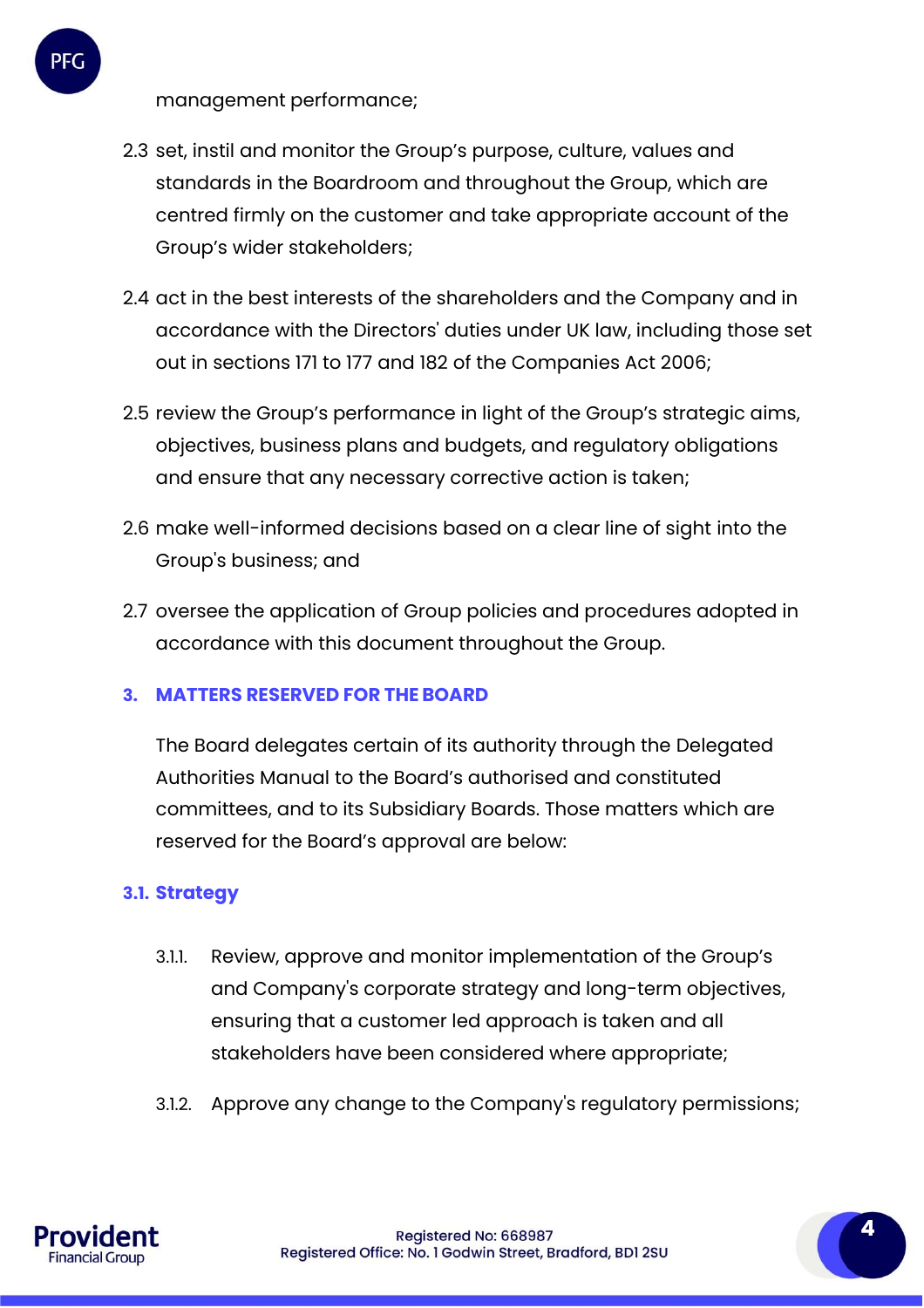management performance;

2.3 set, instil and monitor the Group's purpose, culture, values and standards in the Boardroom and throughout the Group, which are centred firmly on the customer and take appropriate account of the Group's wider stakeholders;

2.4 act in the best interests of the shareholders and the Company and in accordance with the Directors' duties under UK law, including those set out in sections 171 to 177 and 182 of the Companies Act 2006;

2.5 review the Group's performance in light of the Group's strategic aims, objectives, business plans and budgets, and regulatory obligations and ensure that any necessary corrective action is taken;

2.6 make well-informed decisions based on a clear line of sight into the Group's business; and

2.7 oversee the application of Group policies and procedures adopted in accordance with this document throughout the Group.

## 3. MATTERS RESERVED FOR THE BOARD

The Board delegates certain of its authority through the Delegated Authorities Manual to the Board's authorised and constituted committees, and to its Subsidiary Boards. Those matters which are reserved for the Board's approval are below:

### 3.1. Strategy

3.1.1. Review, approve and monitor implementation of the Group's and Company's corporate strategy and long-term objectives, ensuring that a customer led approach is taken and all stakeholders have been considered where appropriate;

3.1.2. Approve any change to the Company's regulatory permissions;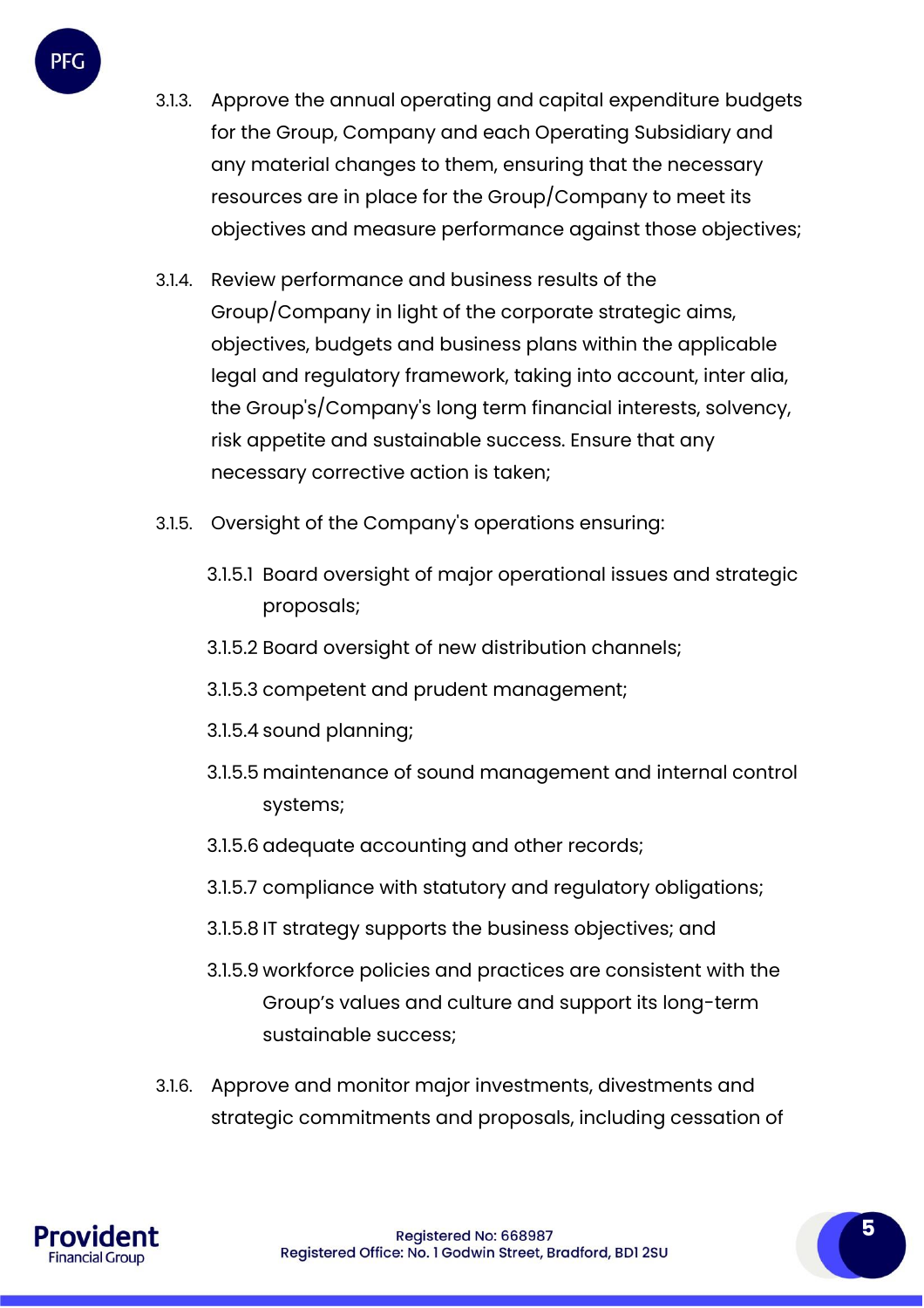3.1.3. Approve the annual operating and capital expenditure budgets for the Group, Company and each Operating Subsidiary and any material changes to them, ensuring that the necessary resources are in place for the Group/Company to meet its objectives and measure performance against those objectives;

3.1.4. Review performance and business results of the Group/Company in light of the corporate strategic aims, objectives, budgets and business plans within the applicable legal and regulatory framework, taking into account, inter alia, the Group's/Company's long term financial interests, solvency, risk appetite and sustainable success. Ensure that any necessary corrective action is taken;

3.1.5. Oversight of the Company's operations ensuring:

- 3.1.5.1 Board oversight of major operational issues and strategic proposals;
- 3.1.5.2 Board oversight of new distribution channels;
- 3.1.5.3 competent and prudent management;
- 3.1.5.4 sound planning;
- 3.1.5.5 maintenance of sound management and internal control systems;
- 3.1.5.6 adequate accounting and other records;
- 3.1.5.7 compliance with statutory and regulatory obligations;
- 3.1.5.8 IT strategy supports the business objectives; and
- 3.1.5.9 workforce policies and practices are consistent with the Group's values and culture and support its long-term sustainable success;

3.1.6. Approve and monitor major investments, divestments and strategic commitments and proposals, including cessation of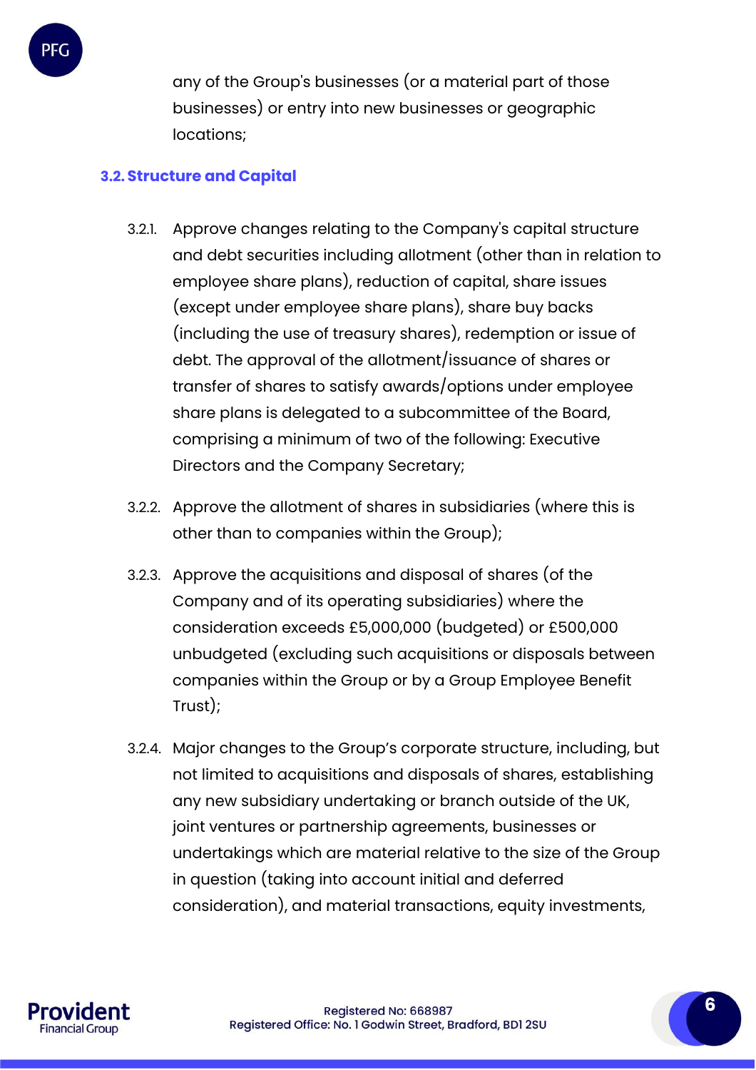any of the Group's businesses (or a material part of those businesses) or entry into new businesses or geographic locations;

### 3.2. Structure and Capital

3.2.1. Approve changes relating to the Company's capital structure and debt securities including allotment (other than in relation to employee share plans), reduction of capital, share issues (except under employee share plans), share buy backs (including the use of treasury shares), redemption or issue of debt. The approval of the allotment/issuance of shares or transfer of shares to satisfy awards/options under employee share plans is delegated to a subcommittee of the Board, comprising a minimum of two of the following: Executive Directors and the Company Secretary;

3.2.2. Approve the allotment of shares in subsidiaries (where this is other than to companies within the Group);

3.2.3. Approve the acquisitions and disposal of shares (of the Company and of its operating subsidiaries) where the consideration exceeds £5,000,000 (budgeted) or £500,000 unbudgeted (excluding such acquisitions or disposals between companies within the Group or by a Group Employee Benefit Trust);

3.2.4. Major changes to the Group's corporate structure, including, but not limited to acquisitions and disposals of shares, establishing any new subsidiary undertaking or branch outside of the UK, joint ventures or partnership agreements, businesses or undertakings which are material relative to the size of the Group in question (taking into account initial and deferred consideration), and material transactions, equity investments,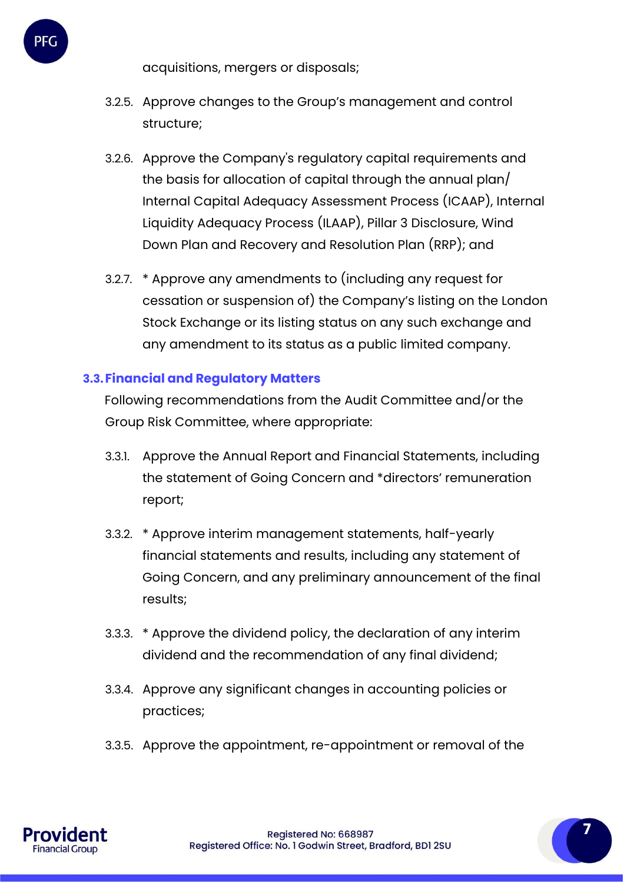acquisitions, mergers or disposals;

3.2.5. Approve changes to the Group's management and control structure;

3.2.6. Approve the Company's regulatory capital requirements and the basis for allocation of capital through the annual plan/ Internal Capital Adequacy Assessment Process (ICAAP), Internal Liquidity Adequacy Process (ILAAP), Pillar 3 Disclosure, Wind Down Plan and Recovery and Resolution Plan (RRP); and

3.2.7. * Approve any amendments to (including any request for cessation or suspension of) the Company's listing on the London Stock Exchange or its listing status on any such exchange and any amendment to its status as a public limited company.

### 3.3. Financial and Regulatory Matters

Following recommendations from the Audit Committee and/or the Group Risk Committee, where appropriate:

3.3.1. Approve the Annual Report and Financial Statements, including the statement of Going Concern and *directors' remuneration report;

3.3.2. * Approve interim management statements, half-yearly financial statements and results, including any statement of Going Concern, and any preliminary announcement of the final results;

3.3.3. * Approve the dividend policy, the declaration of any interim dividend and the recommendation of any final dividend;

3.3.4. Approve any significant changes in accounting policies or practices;

3.3.5. Approve the appointment, re-appointment or removal of the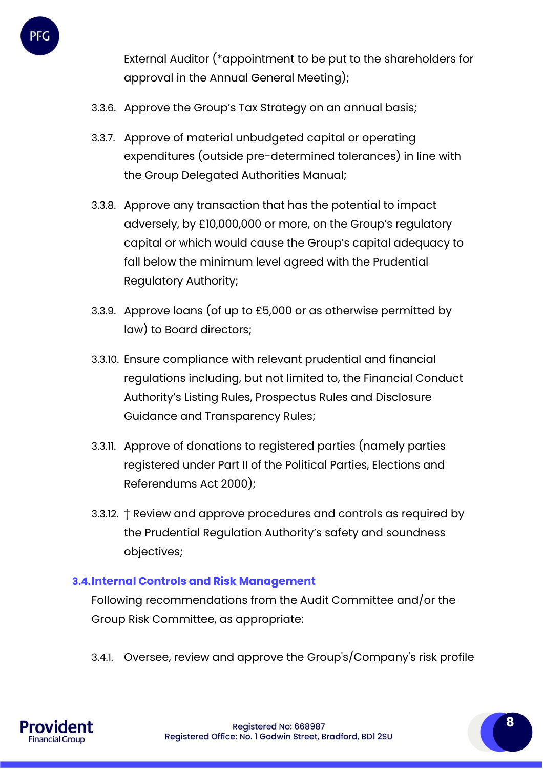External Auditor (*appointment to be put to the shareholders for approval in the Annual General Meeting);

3.3.6. Approve the Group's Tax Strategy on an annual basis;

3.3.7. Approve of material unbudgeted capital or operating expenditures (outside pre-determined tolerances) in line with the Group Delegated Authorities Manual;

3.3.8. Approve any transaction that has the potential to impact adversely, by £10,000,000 or more, on the Group's regulatory capital or which would cause the Group's capital adequacy to fall below the minimum level agreed with the Prudential Regulatory Authority;

3.3.9. Approve loans (of up to £5,000 or as otherwise permitted by law) to Board directors;

3.3.10. Ensure compliance with relevant prudential and financial regulations including, but not limited to, the Financial Conduct Authority's Listing Rules, Prospectus Rules and Disclosure Guidance and Transparency Rules;

3.3.11. Approve of donations to registered parties (namely parties registered under Part II of the Political Parties, Elections and Referendums Act 2000);

3.3.12. † Review and approve procedures and controls as required by the Prudential Regulation Authority's safety and soundness objectives;

### 3.4. Internal Controls and Risk Management

Following recommendations from the Audit Committee and/or the Group Risk Committee, as appropriate:

3.4.1. Oversee, review and approve the Group's/Company's risk profile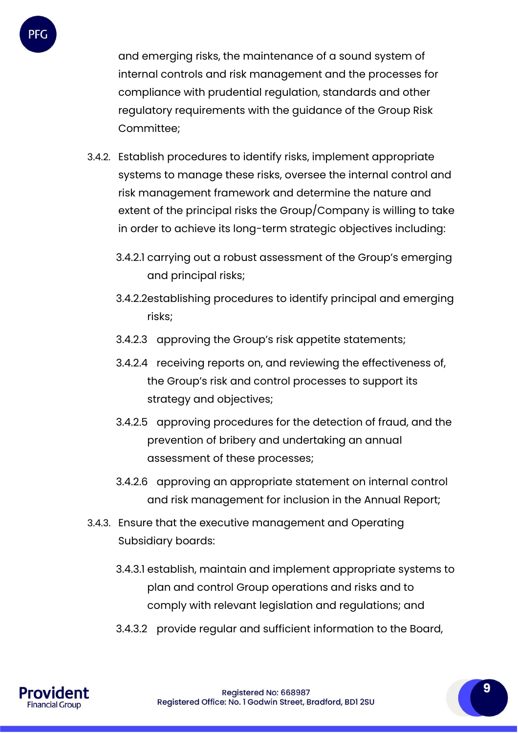and emerging risks, the maintenance of a sound system of internal controls and risk management and the processes for compliance with prudential regulation, standards and other regulatory requirements with the guidance of the Group Risk Committee;

3.4.2. Establish procedures to identify risks, implement appropriate systems to manage these risks, oversee the internal control and risk management framework and determine the nature and extent of the principal risks the Group/Company is willing to take in order to achieve its long-term strategic objectives including:

3.4.2.1 carrying out a robust assessment of the Group's emerging and principal risks;

3.4.2.2 establishing procedures to identify principal and emerging risks;

3.4.2.3 approving the Group's risk appetite statements;

3.4.2.4 receiving reports on, and reviewing the effectiveness of, the Group's risk and control processes to support its strategy and objectives;

3.4.2.5 approving procedures for the detection of fraud, and the prevention of bribery and undertaking an annual assessment of these processes;

3.4.2.6 approving an appropriate statement on internal control and risk management for inclusion in the Annual Report;

3.4.3. Ensure that the executive management and Operating Subsidiary boards:

3.4.3.1 establish, maintain and implement appropriate systems to plan and control Group operations and risks and to comply with relevant legislation and regulations; and

3.4.3.2 provide regular and sufficient information to the Board,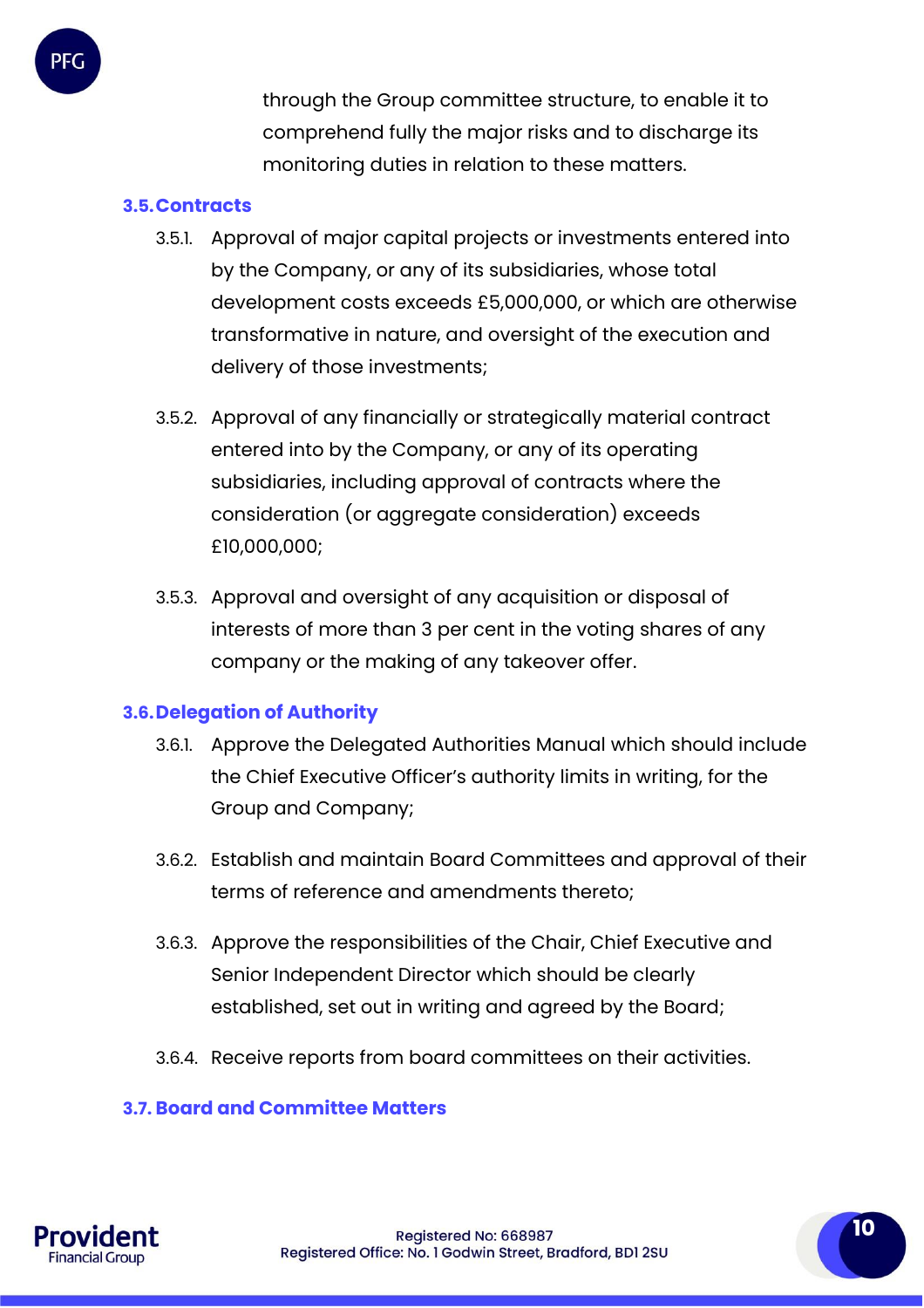through the Group committee structure, to enable it to comprehend fully the major risks and to discharge its monitoring duties in relation to these matters.

### 3.5. Contracts

3.5.1. Approval of major capital projects or investments entered into by the Company, or any of its subsidiaries, whose total development costs exceeds £5,000,000, or which are otherwise transformative in nature, and oversight of the execution and delivery of those investments;

3.5.2. Approval of any financially or strategically material contract entered into by the Company, or any of its operating subsidiaries, including approval of contracts where the consideration (or aggregate consideration) exceeds £10,000,000;

3.5.3. Approval and oversight of any acquisition or disposal of interests of more than 3 per cent in the voting shares of any company or the making of any takeover offer.

### 3.6. Delegation of Authority

3.6.1. Approve the Delegated Authorities Manual which should include the Chief Executive Officer's authority limits in writing, for the Group and Company;

3.6.2. Establish and maintain Board Committees and approval of their terms of reference and amendments thereto;

3.6.3. Approve the responsibilities of the Chair, Chief Executive and Senior Independent Director which should be clearly established, set out in writing and agreed by the Board;

3.6.4. Receive reports from board committees on their activities.

### 3.7. Board and Committee Matters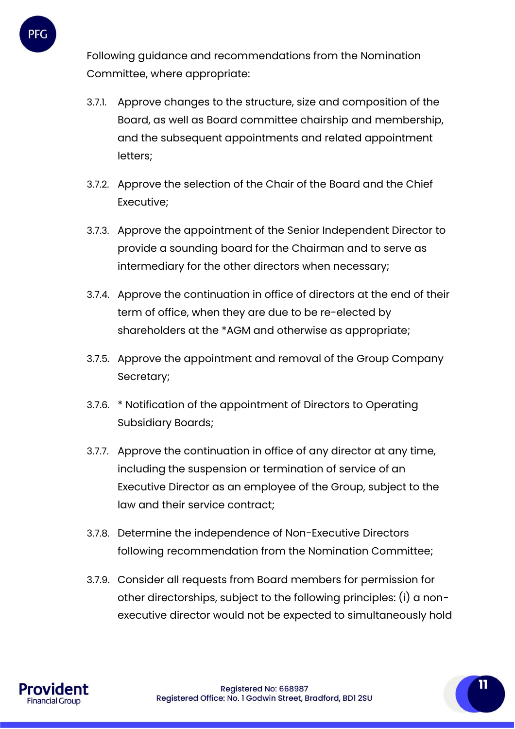Following guidance and recommendations from the Nomination Committee, where appropriate:

3.7.1. Approve changes to the structure, size and composition of the Board, as well as Board committee chairship and membership, and the subsequent appointments and related appointment letters;

3.7.2. Approve the selection of the Chair of the Board and the Chief Executive;

3.7.3. Approve the appointment of the Senior Independent Director to provide a sounding board for the Chairman and to serve as intermediary for the other directors when necessary;

3.7.4. Approve the continuation in office of directors at the end of their term of office, when they are due to be re-elected by shareholders at the *AGM and otherwise as appropriate;

3.7.5. Approve the appointment and removal of the Group Company Secretary;

3.7.6. * Notification of the appointment of Directors to Operating Subsidiary Boards;

3.7.7. Approve the continuation in office of any director at any time, including the suspension or termination of service of an Executive Director as an employee of the Group, subject to the law and their service contract;

3.7.8. Determine the independence of Non-Executive Directors following recommendation from the Nomination Committee;

3.7.9. Consider all requests from Board members for permission for other directorships, subject to the following principles: (i) a non-executive director would not be expected to simultaneously hold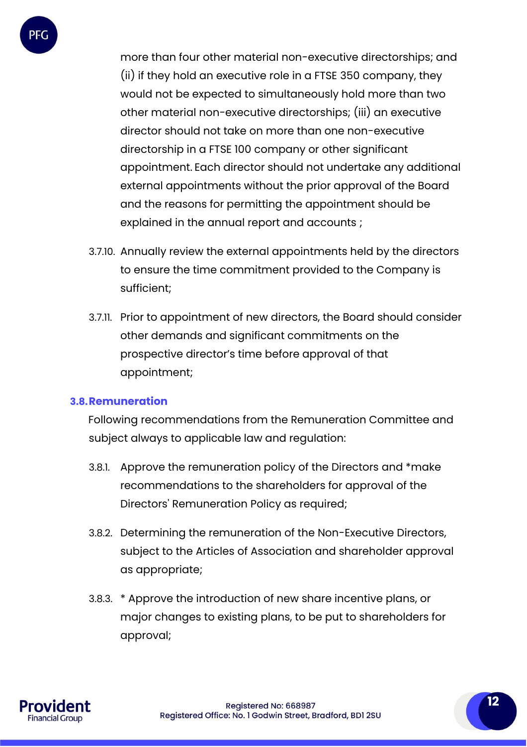more than four other material non-executive directorships; and (ii) if they hold an executive role in a FTSE 350 company, they would not be expected to simultaneously hold more than two other material non-executive directorships; (iii) an executive director should not take on more than one non-executive directorship in a FTSE 100 company or other significant appointment. Each director should not undertake any additional external appointments without the prior approval of the Board and the reasons for permitting the appointment should be explained in the annual report and accounts ;

3.7.10. Annually review the external appointments held by the directors to ensure the time commitment provided to the Company is sufficient;

3.7.11. Prior to appointment of new directors, the Board should consider other demands and significant commitments on the prospective director's time before approval of that appointment;

### 3.8. Remuneration

Following recommendations from the Remuneration Committee and subject always to applicable law and regulation:

3.8.1. Approve the remuneration policy of the Directors and *make recommendations to the shareholders for approval of the Directors' Remuneration Policy as required;

3.8.2. Determining the remuneration of the Non-Executive Directors, subject to the Articles of Association and shareholder approval as appropriate;

3.8.3. * Approve the introduction of new share incentive plans, or major changes to existing plans, to be put to shareholders for approval;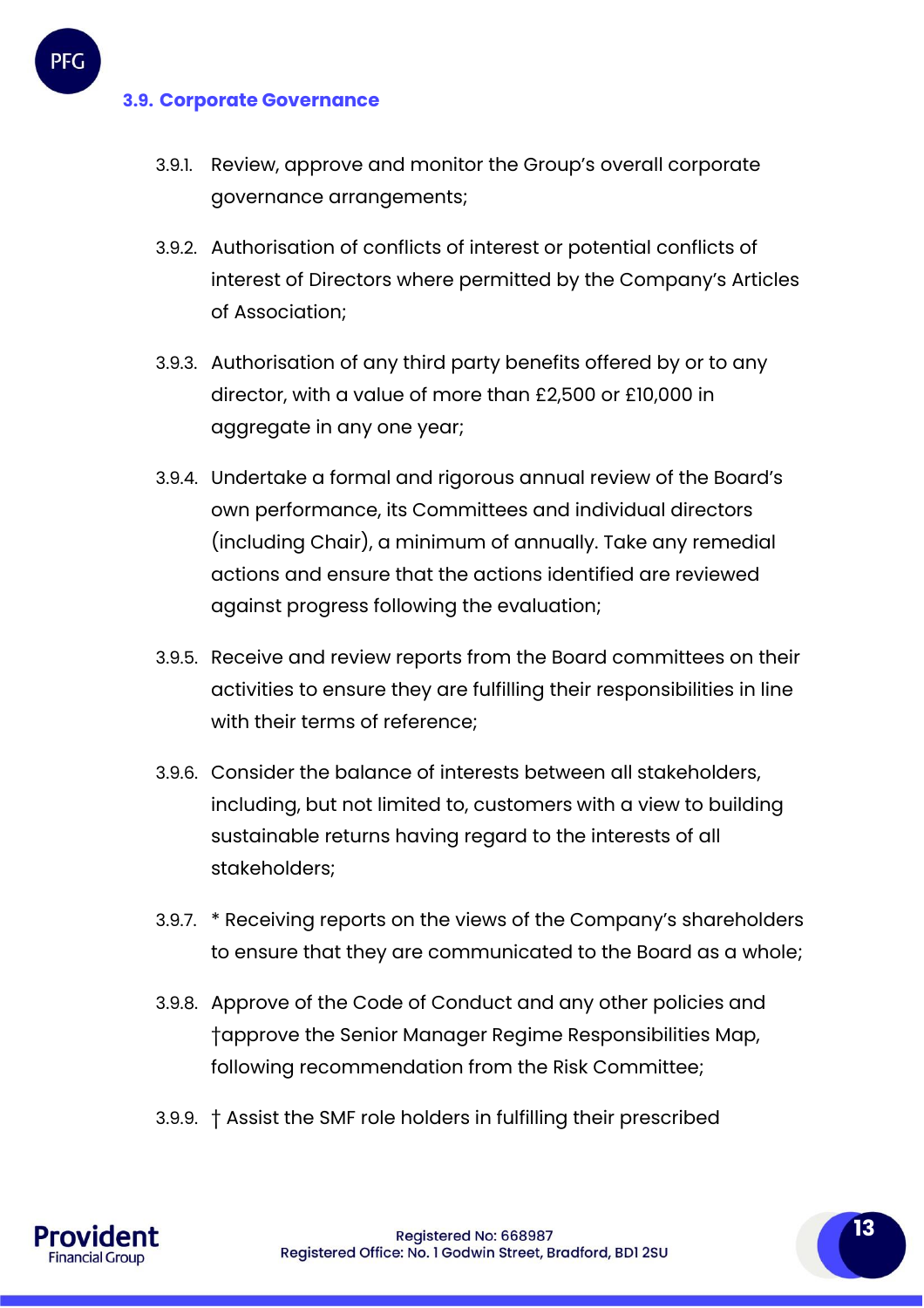### 3.9. Corporate Governance

3.9.1. Review, approve and monitor the Group's overall corporate governance arrangements;

3.9.2. Authorisation of conflicts of interest or potential conflicts of interest of Directors where permitted by the Company's Articles of Association;

3.9.3. Authorisation of any third party benefits offered by or to any director, with a value of more than £2,500 or £10,000 in aggregate in any one year;

3.9.4. Undertake a formal and rigorous annual review of the Board's own performance, its Committees and individual directors (including Chair), a minimum of annually. Take any remedial actions and ensure that the actions identified are reviewed against progress following the evaluation;

3.9.5. Receive and review reports from the Board committees on their activities to ensure they are fulfilling their responsibilities in line with their terms of reference;

3.9.6. Consider the balance of interests between all stakeholders, including, but not limited to, customers with a view to building sustainable returns having regard to the interests of all stakeholders;

3.9.7. * Receiving reports on the views of the Company's shareholders to ensure that they are communicated to the Board as a whole;

3.9.8. Approve of the Code of Conduct and any other policies and †approve the Senior Manager Regime Responsibilities Map, following recommendation from the Risk Committee;

3.9.9. † Assist the SMF role holders in fulfilling their prescribed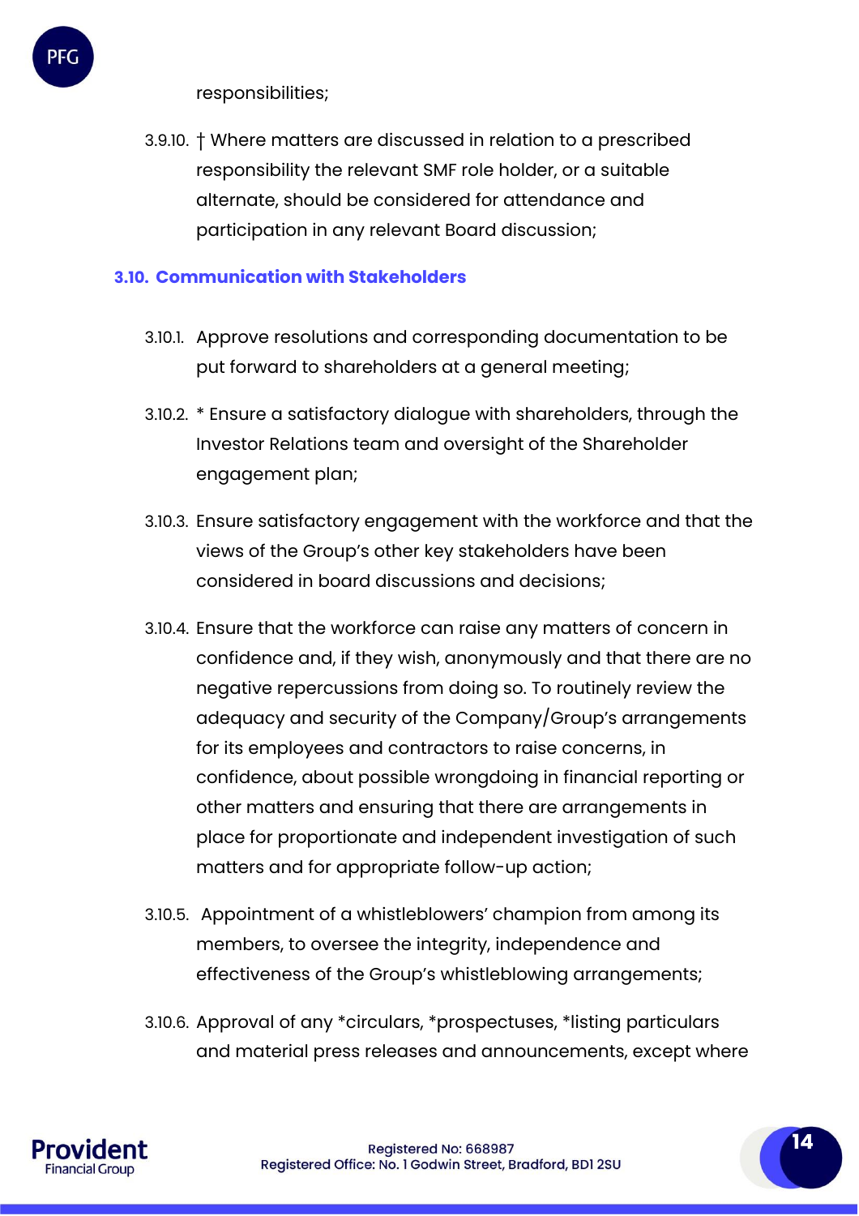responsibilities;

3.9.10. † Where matters are discussed in relation to a prescribed responsibility the relevant SMF role holder, or a suitable alternate, should be considered for attendance and participation in any relevant Board discussion;

### 3.10. Communication with Stakeholders

3.10.1. Approve resolutions and corresponding documentation to be put forward to shareholders at a general meeting;

3.10.2. * Ensure a satisfactory dialogue with shareholders, through the Investor Relations team and oversight of the Shareholder engagement plan;

3.10.3. Ensure satisfactory engagement with the workforce and that the views of the Group's other key stakeholders have been considered in board discussions and decisions;

3.10.4. Ensure that the workforce can raise any matters of concern in confidence and, if they wish, anonymously and that there are no negative repercussions from doing so. To routinely review the adequacy and security of the Company/Group's arrangements for its employees and contractors to raise concerns, in confidence, about possible wrongdoing in financial reporting or other matters and ensuring that there are arrangements in place for proportionate and independent investigation of such matters and for appropriate follow-up action;

3.10.5. Appointment of a whistleblowers' champion from among its members, to oversee the integrity, independence and effectiveness of the Group's whistleblowing arrangements;

3.10.6. Approval of any *circulars, *prospectuses, *listing particulars and material press releases and announcements, except where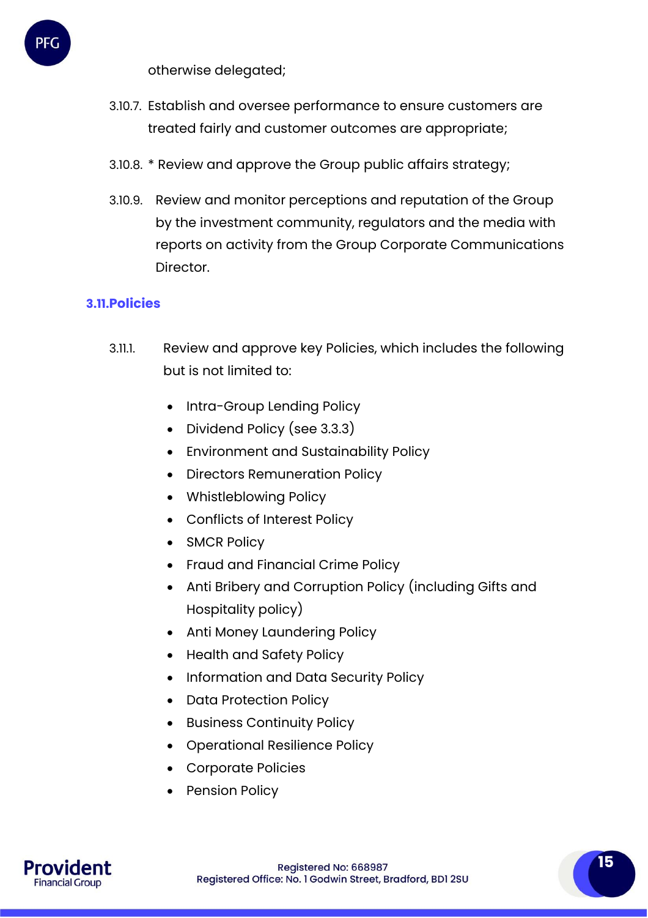otherwise delegated;

3.10.7. Establish and oversee performance to ensure customers are treated fairly and customer outcomes are appropriate;

3.10.8. * Review and approve the Group public affairs strategy;

3.10.9. Review and monitor perceptions and reputation of the Group by the investment community, regulators and the media with reports on activity from the Group Corporate Communications Director.

### 3.11.Policies

3.11.1. Review and approve key Policies, which includes the following but is not limited to:

- Intra-Group Lending Policy
- Dividend Policy (see 3.3.3)
- Environment and Sustainability Policy
- Directors Remuneration Policy
- Whistleblowing Policy
- Conflicts of Interest Policy
- SMCR Policy
- Fraud and Financial Crime Policy
- Anti Bribery and Corruption Policy (including Gifts and Hospitality policy)
- Anti Money Laundering Policy
- Health and Safety Policy
- Information and Data Security Policy
- Data Protection Policy
- Business Continuity Policy
- Operational Resilience Policy
- Corporate Policies
- Pension Policy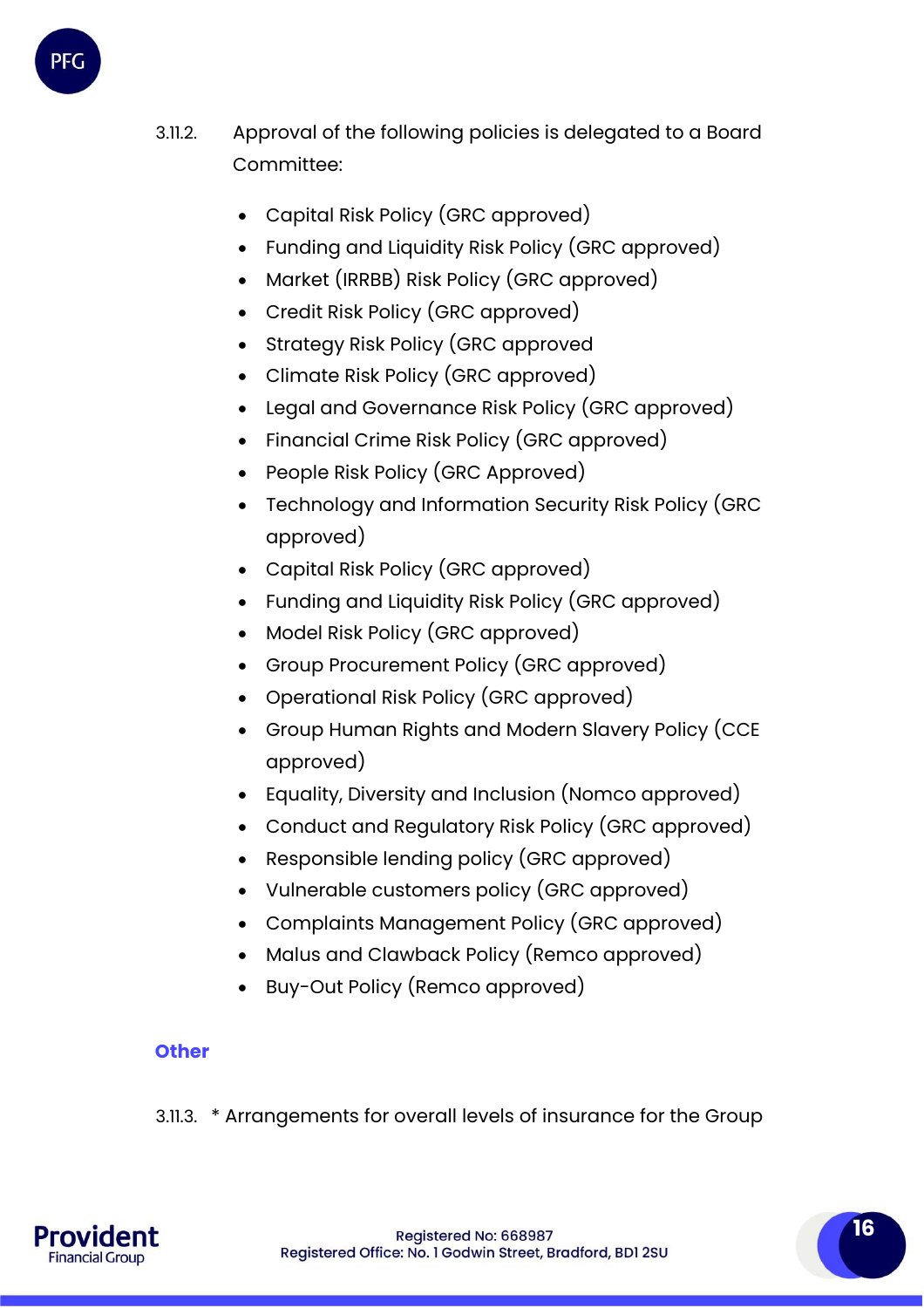3.11.2. Approval of the following policies is delegated to a Board Committee:

- Capital Risk Policy (GRC approved)
- Funding and Liquidity Risk Policy (GRC approved)
- Market (IRRBB) Risk Policy (GRC approved)
- Credit Risk Policy (GRC approved)
- Strategy Risk Policy (GRC approved
- Climate Risk Policy (GRC approved)
- Legal and Governance Risk Policy (GRC approved)
- Financial Crime Risk Policy (GRC approved)
- People Risk Policy (GRC Approved)
- Technology and Information Security Risk Policy (GRC approved)
- Capital Risk Policy (GRC approved)
- Funding and Liquidity Risk Policy (GRC approved)
- Model Risk Policy (GRC approved)
- Group Procurement Policy (GRC approved)
- Operational Risk Policy (GRC approved)
- Group Human Rights and Modern Slavery Policy (CCE approved)
- Equality, Diversity and Inclusion (Nomco approved)
- Conduct and Regulatory Risk Policy (GRC approved)
- Responsible lending policy (GRC approved)
- Vulnerable customers policy (GRC approved)
- Complaints Management Policy (GRC approved)
- Malus and Clawback Policy (Remco approved)
- Buy-Out Policy (Remco approved)

## Other

3.11.3. * Arrangements for overall levels of insurance for the Group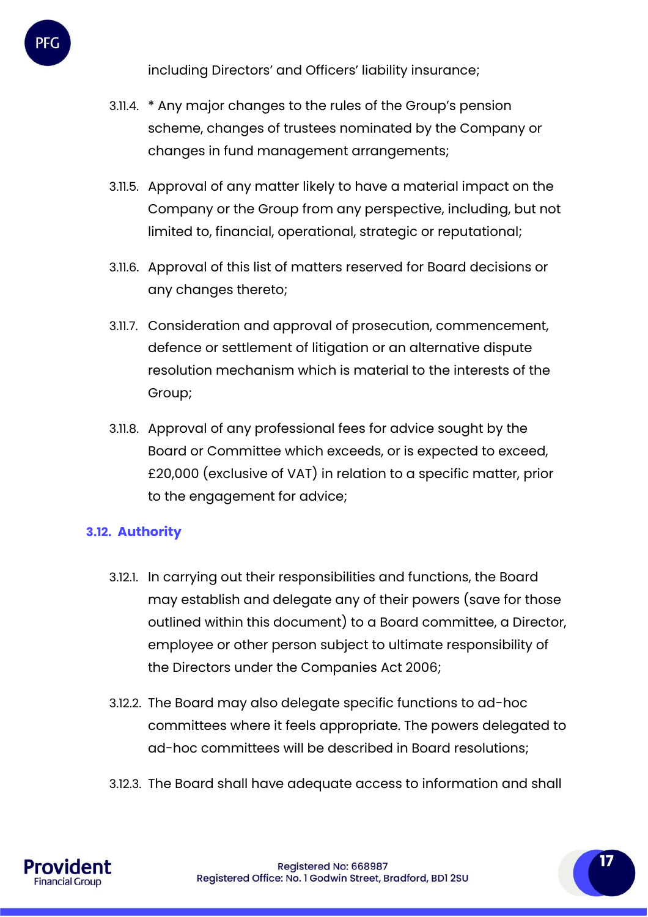including Directors' and Officers' liability insurance;

3.11.4. * Any major changes to the rules of the Group's pension scheme, changes of trustees nominated by the Company or changes in fund management arrangements;

3.11.5. Approval of any matter likely to have a material impact on the Company or the Group from any perspective, including, but not limited to, financial, operational, strategic or reputational;

3.11.6. Approval of this list of matters reserved for Board decisions or any changes thereto;

3.11.7. Consideration and approval of prosecution, commencement, defence or settlement of litigation or an alternative dispute resolution mechanism which is material to the interests of the Group;

3.11.8. Approval of any professional fees for advice sought by the Board or Committee which exceeds, or is expected to exceed, £20,000 (exclusive of VAT) in relation to a specific matter, prior to the engagement for advice;

### 3.12. Authority

3.12.1. In carrying out their responsibilities and functions, the Board may establish and delegate any of their powers (save for those outlined within this document) to a Board committee, a Director, employee or other person subject to ultimate responsibility of the Directors under the Companies Act 2006;

3.12.2. The Board may also delegate specific functions to ad-hoc committees where it feels appropriate. The powers delegated to ad-hoc committees will be described in Board resolutions;

3.12.3. The Board shall have adequate access to information and shall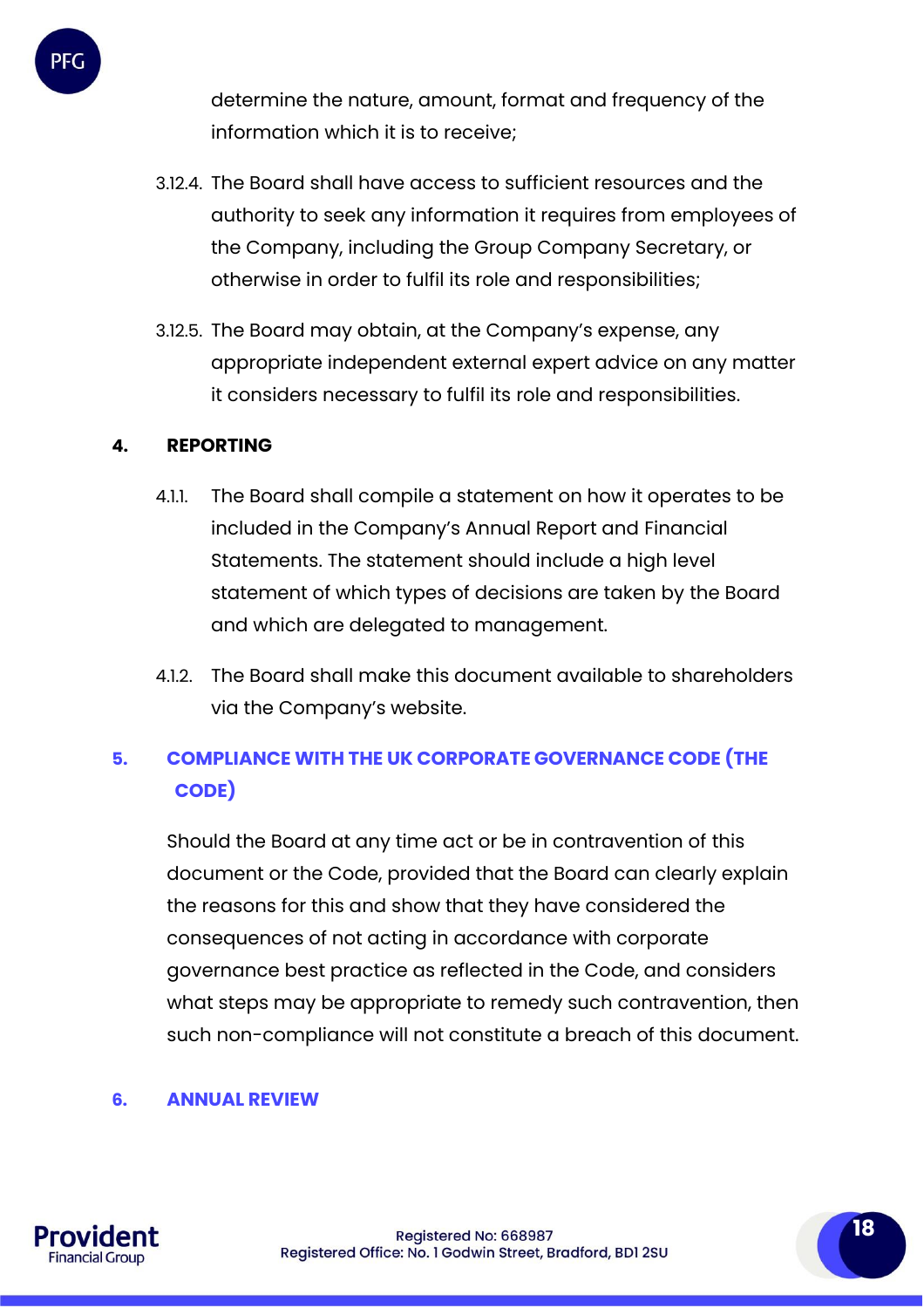determine the nature, amount, format and frequency of the information which it is to receive;

3.12.4. The Board shall have access to sufficient resources and the authority to seek any information it requires from employees of the Company, including the Group Company Secretary, or otherwise in order to fulfil its role and responsibilities;

3.12.5. The Board may obtain, at the Company's expense, any appropriate independent external expert advice on any matter it considers necessary to fulfil its role and responsibilities.

## 4. REPORTING

4.1.1. The Board shall compile a statement on how it operates to be included in the Company's Annual Report and Financial Statements. The statement should include a high level statement of which types of decisions are taken by the Board and which are delegated to management.

4.1.2. The Board shall make this document available to shareholders via the Company's website.

## 5. COMPLIANCE WITH THE UK CORPORATE GOVERNANCE CODE (THE CODE)

Should the Board at any time act or be in contravention of this document or the Code, provided that the Board can clearly explain the reasons for this and show that they have considered the consequences of not acting in accordance with corporate governance best practice as reflected in the Code, and considers what steps may be appropriate to remedy such contravention, then such non-compliance will not constitute a breach of this document.

## 6. ANNUAL REVIEW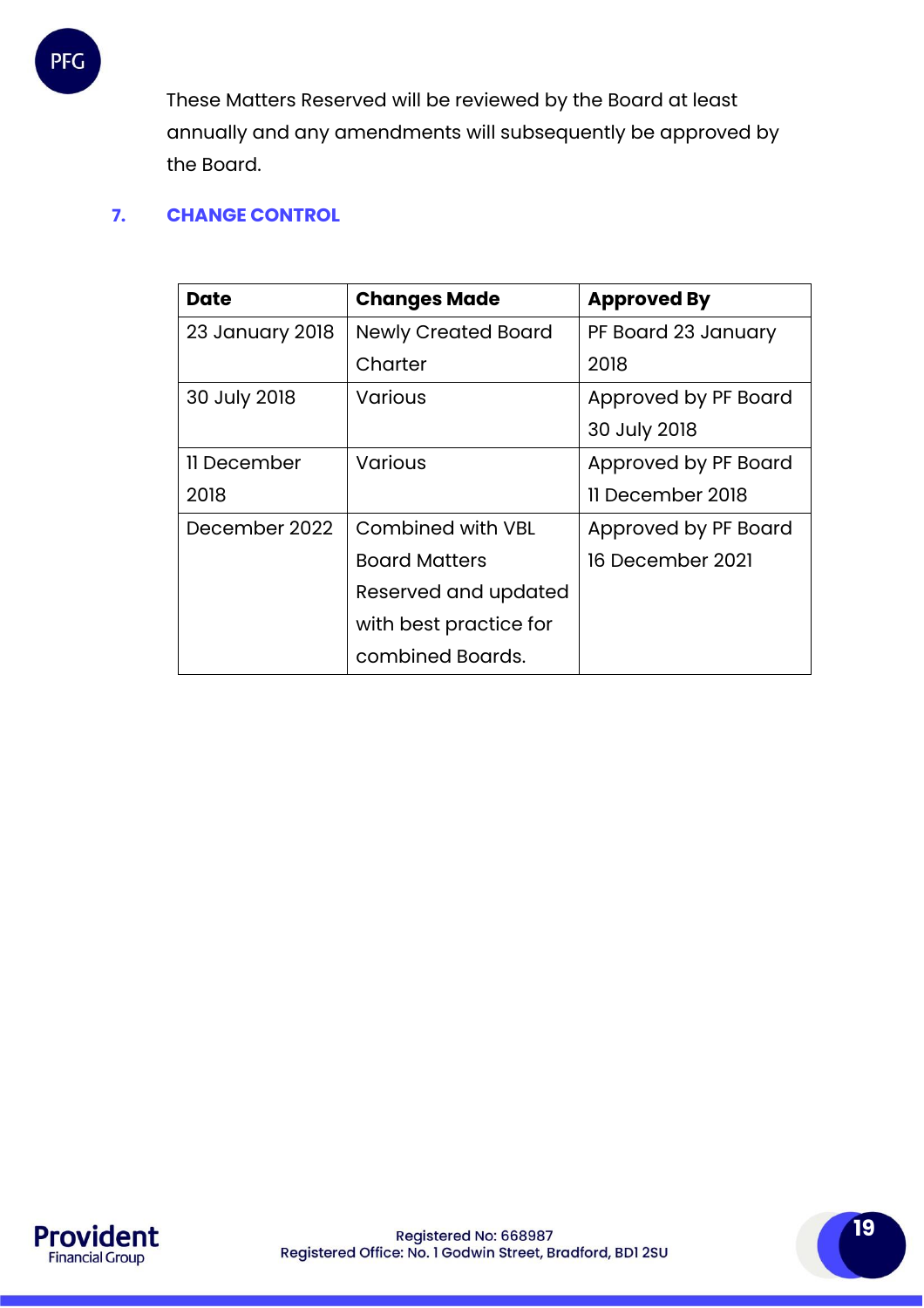These Matters Reserved will be reviewed by the Board at least annually and any amendments will subsequently be approved by the Board.

## 7. CHANGE CONTROL

| Date | Changes Made | Approved By |
|---|---|---|
| 23 January 2018 | Newly Created Board Charter | PF Board 23 January 2018 |
| 30 July 2018 | Various | Approved by PF Board 30 July 2018 |
| 11 December 2018 | Various | Approved by PF Board 11 December 2018 |
| December 2022 | Combined with VBL Board Matters Reserved and updated with best practice for combined Boards. | Approved by PF Board 16 December 2021 |